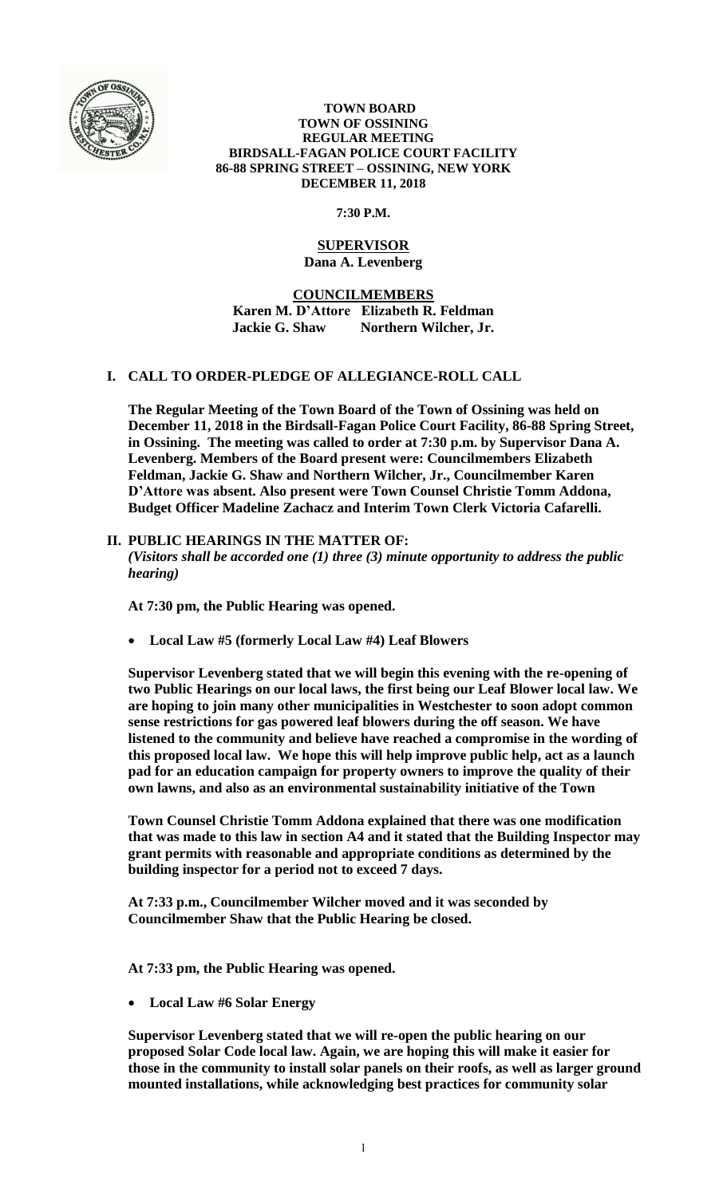**TOWN BOARD**
**TOWN OF OSSINING**
**REGULAR MEETING**
**BIRDSALL-FAGAN POLICE COURT FACILITY**
**86-88 SPRING STREET – OSSINING, NEW YORK**
**DECEMBER 11, 2018**

**7:30 P.M.**

**SUPERVISOR**
**Dana A. Levenberg**

**COUNCILMEMBERS**
**Karen M. D'Attore Elizabeth R. Feldman**
**Jackie G. Shaw Northern Wilcher, Jr.**

## I. CALL TO ORDER-PLEDGE OF ALLEGIANCE-ROLL CALL

**The Regular Meeting of the Town Board of the Town of Ossining was held on December 11, 2018 in the Birdsall-Fagan Police Court Facility, 86-88 Spring Street, in Ossining. The meeting was called to order at 7:30 p.m. by Supervisor Dana A. Levenberg. Members of the Board present were: Councilmembers Elizabeth Feldman, Jackie G. Shaw and Northern Wilcher, Jr., Councilmember Karen D'Attore was absent. Also present were Town Counsel Christie Tomm Addona, Budget Officer Madeline Zachacz and Interim Town Clerk Victoria Cafarelli.**

## II. PUBLIC HEARINGS IN THE MATTER OF:

*(Visitors shall be accorded one (1) three (3) minute opportunity to address the public hearing)*

**At 7:30 pm, the Public Hearing was opened.**

- **Local Law #5 (formerly Local Law #4) Leaf Blowers**

**Supervisor Levenberg stated that we will begin this evening with the re-opening of two Public Hearings on our local laws, the first being our Leaf Blower local law. We are hoping to join many other municipalities in Westchester to soon adopt common sense restrictions for gas powered leaf blowers during the off season. We have listened to the community and believe have reached a compromise in the wording of this proposed local law. We hope this will help improve public help, act as a launch pad for an education campaign for property owners to improve the quality of their own lawns, and also as an environmental sustainability initiative of the Town**

**Town Counsel Christie Tomm Addona explained that there was one modification that was made to this law in section A4 and it stated that the Building Inspector may grant permits with reasonable and appropriate conditions as determined by the building inspector for a period not to exceed 7 days.**

**At 7:33 p.m., Councilmember Wilcher moved and it was seconded by Councilmember Shaw that the Public Hearing be closed.**

**At 7:33 pm, the Public Hearing was opened.**

- **Local Law #6 Solar Energy**

**Supervisor Levenberg stated that we will re-open the public hearing on our proposed Solar Code local law. Again, we are hoping this will make it easier for those in the community to install solar panels on their roofs, as well as larger ground mounted installations, while acknowledging best practices for community solar**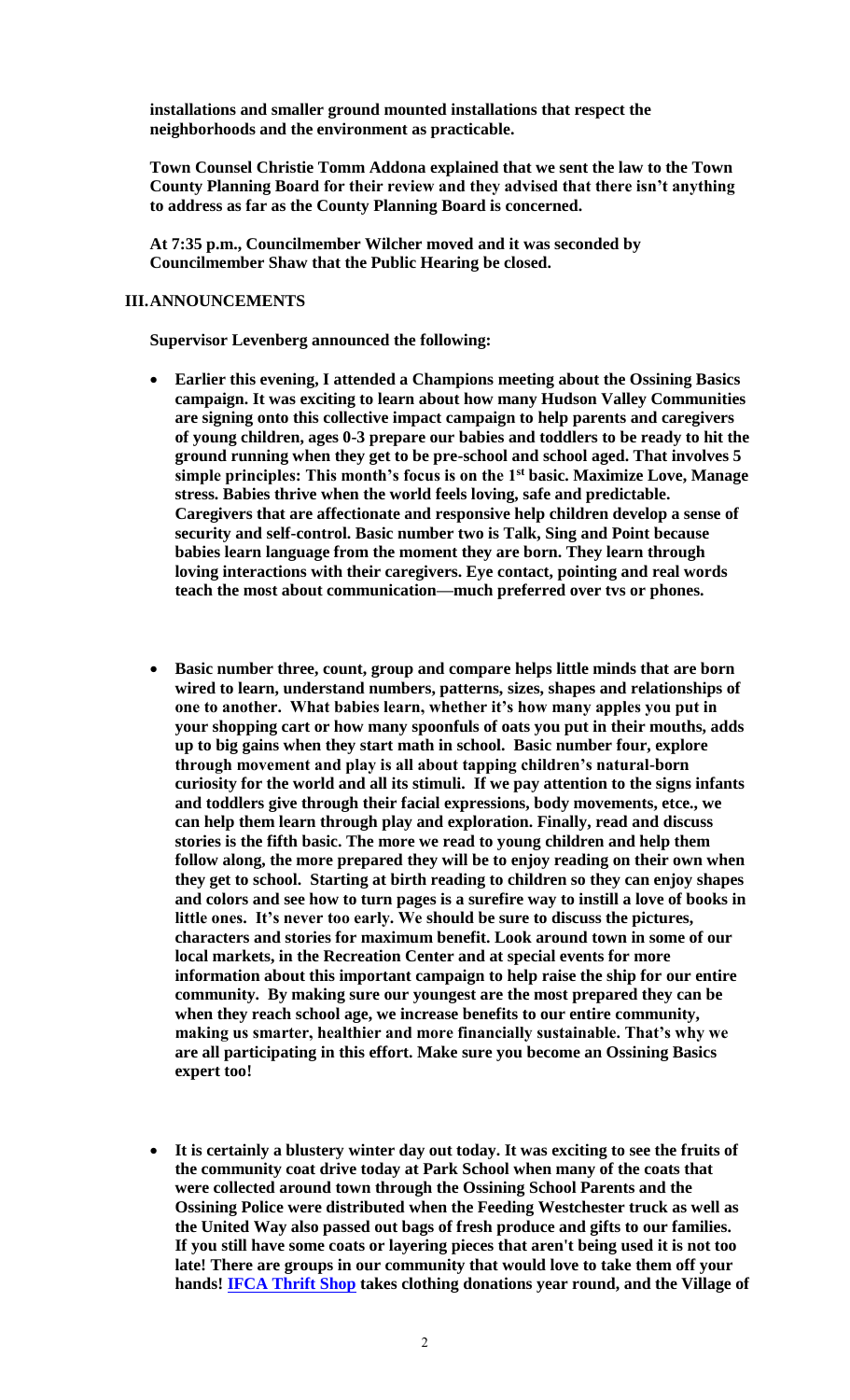**installations and smaller ground mounted installations that respect the neighborhoods and the environment as practicable.**

**Town Counsel Christie Tomm Addona explained that we sent the law to the Town County Planning Board for their review and they advised that there isn't anything to address as far as the County Planning Board is concerned.**

**At 7:35 p.m., Councilmember Wilcher moved and it was seconded by Councilmember Shaw that the Public Hearing be closed.**

## III. ANNOUNCEMENTS

**Supervisor Levenberg announced the following:**

- **Earlier this evening, I attended a Champions meeting about the Ossining Basics campaign. It was exciting to learn about how many Hudson Valley Communities are signing onto this collective impact campaign to help parents and caregivers of young children, ages 0-3 prepare our babies and toddlers to be ready to hit the ground running when they get to be pre-school and school aged. That involves 5 simple principles: This month's focus is on the 1st basic. Maximize Love, Manage stress. Babies thrive when the world feels loving, safe and predictable. Caregivers that are affectionate and responsive help children develop a sense of security and self-control. Basic number two is Talk, Sing and Point because babies learn language from the moment they are born. They learn through loving interactions with their caregivers. Eye contact, pointing and real words teach the most about communication—much preferred over tvs or phones.**

- **Basic number three, count, group and compare helps little minds that are born wired to learn, understand numbers, patterns, sizes, shapes and relationships of one to another. What babies learn, whether it's how many apples you put in your shopping cart or how many spoonfuls of oats you put in their mouths, adds up to big gains when they start math in school. Basic number four, explore through movement and play is all about tapping children's natural-born curiosity for the world and all its stimuli. If we pay attention to the signs infants and toddlers give through their facial expressions, body movements, etce., we can help them learn through play and exploration. Finally, read and discuss stories is the fifth basic. The more we read to young children and help them follow along, the more prepared they will be to enjoy reading on their own when they get to school. Starting at birth reading to children so they can enjoy shapes and colors and see how to turn pages is a surefire way to instill a love of books in little ones. It's never too early. We should be sure to discuss the pictures, characters and stories for maximum benefit. Look around town in some of our local markets, in the Recreation Center and at special events for more information about this important campaign to help raise the ship for our entire community. By making sure our youngest are the most prepared they can be when they reach school age, we increase benefits to our entire community, making us smarter, healthier and more financially sustainable. That's why we are all participating in this effort. Make sure you become an Ossining Basics expert too!**

- **It is certainly a blustery winter day out today. It was exciting to see the fruits of the community coat drive today at Park School when many of the coats that were collected around town through the Ossining School Parents and the Ossining Police were distributed when the Feeding Westchester truck as well as the United Way also passed out bags of fresh produce and gifts to our families. If you still have some coats or layering pieces that aren't being used it is not too late! There are groups in our community that would love to take them off your hands! IFCA Thrift Shop takes clothing donations year round, and the Village of**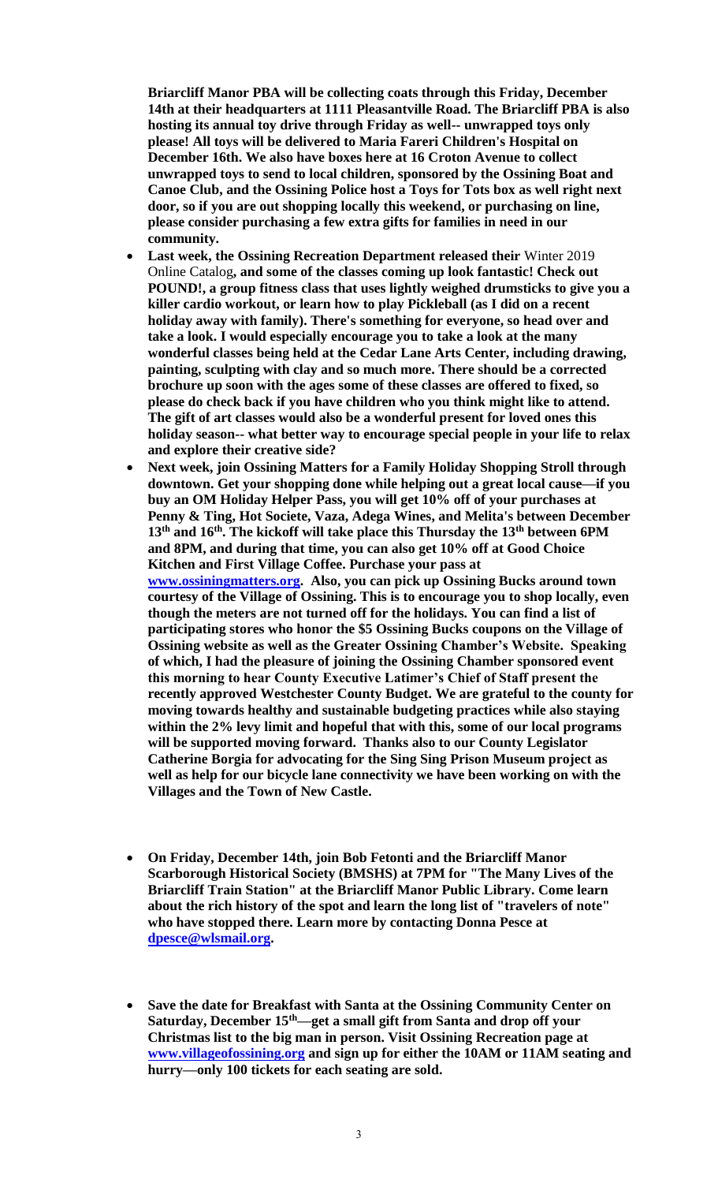**Briarcliff Manor PBA will be collecting coats through this Friday, December 14th at their headquarters at 1111 Pleasantville Road. The Briarcliff PBA is also hosting its annual toy drive through Friday as well-- unwrapped toys only please! All toys will be delivered to Maria Fareri Children's Hospital on December 16th. We also have boxes here at 16 Croton Avenue to collect unwrapped toys to send to local children, sponsored by the Ossining Boat and Canoe Club, and the Ossining Police host a Toys for Tots box as well right next door, so if you are out shopping locally this weekend, or purchasing on line, please consider purchasing a few extra gifts for families in need in our community.**

- **Last week, the Ossining Recreation Department released their** Winter 2019 Online Catalog**, and some of the classes coming up look fantastic! Check out POUND!, a group fitness class that uses lightly weighed drumsticks to give you a killer cardio workout, or learn how to play Pickleball (as I did on a recent holiday away with family). There's something for everyone, so head over and take a look. I would especially encourage you to take a look at the many wonderful classes being held at the Cedar Lane Arts Center, including drawing, painting, sculpting with clay and so much more. There should be a corrected brochure up soon with the ages some of these classes are offered to fixed, so please do check back if you have children who you think might like to attend. The gift of art classes would also be a wonderful present for loved ones this holiday season-- what better way to encourage special people in your life to relax and explore their creative side?**
- **Next week, join Ossining Matters for a Family Holiday Shopping Stroll through downtown. Get your shopping done while helping out a great local cause—if you buy an OM Holiday Helper Pass, you will get 10% off of your purchases at Penny & Ting, Hot Societe, Vaza, Adega Wines, and Melita's between December 13th and 16th. The kickoff will take place this Thursday the 13th between 6PM and 8PM, and during that time, you can also get 10% off at Good Choice Kitchen and First Village Coffee. Purchase your pass at [www.ossiningmatters.org](www.ossiningmatters.org). Also, you can pick up Ossining Bucks around town courtesy of the Village of Ossining. This is to encourage you to shop locally, even though the meters are not turned off for the holidays. You can find a list of participating stores who honor the $5 Ossining Bucks coupons on the Village of Ossining website as well as the Greater Ossining Chamber's Website. Speaking of which, I had the pleasure of joining the Ossining Chamber sponsored event this morning to hear County Executive Latimer's Chief of Staff present the recently approved Westchester County Budget. We are grateful to the county for moving towards healthy and sustainable budgeting practices while also staying within the 2% levy limit and hopeful that with this, some of our local programs will be supported moving forward. Thanks also to our County Legislator Catherine Borgia for advocating for the Sing Sing Prison Museum project as well as help for our bicycle lane connectivity we have been working on with the Villages and the Town of New Castle.**

- **On Friday, December 14th, join Bob Fetonti and the Briarcliff Manor Scarborough Historical Society (BMSHS) at 7PM for "The Many Lives of the Briarcliff Train Station" at the Briarcliff Manor Public Library. Come learn about the rich history of the spot and learn the long list of "travelers of note" who have stopped there. Learn more by contacting Donna Pesce at [dpesce@wlsmail.org](mailto:dpesce@wlsmail.org).**

- **Save the date for Breakfast with Santa at the Ossining Community Center on Saturday, December 15th—get a small gift from Santa and drop off your Christmas list to the big man in person. Visit Ossining Recreation page at [www.villageofossining.org](www.villageofossining.org) and sign up for either the 10AM or 11AM seating and hurry—only 100 tickets for each seating are sold.**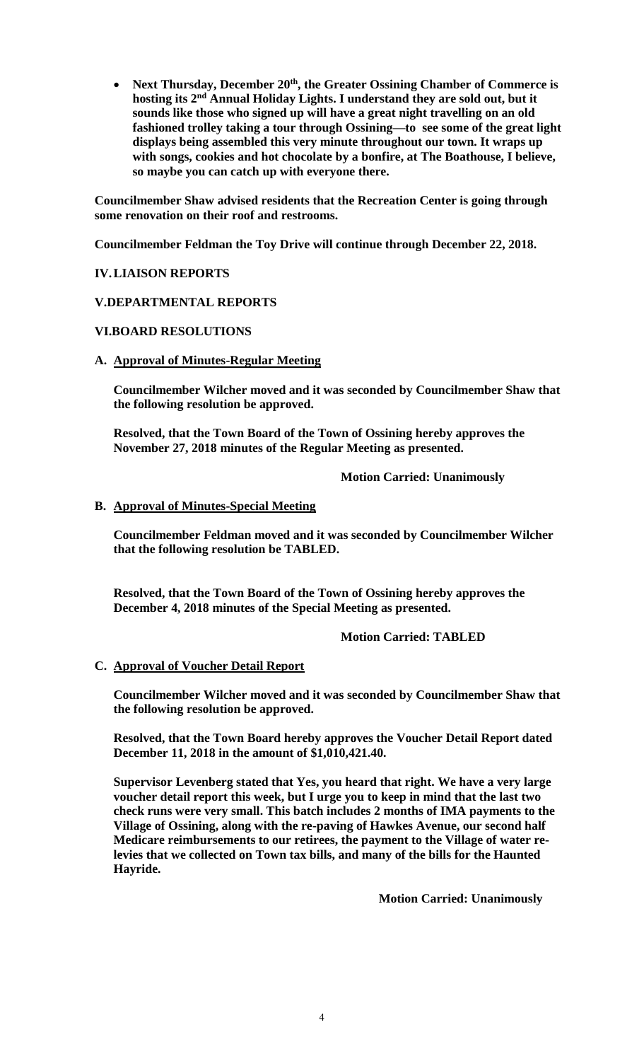- **Next Thursday, December 20th, the Greater Ossining Chamber of Commerce is hosting its 2nd Annual Holiday Lights. I understand they are sold out, but it sounds like those who signed up will have a great night travelling on an old fashioned trolley taking a tour through Ossining—to see some of the great light displays being assembled this very minute throughout our town. It wraps up with songs, cookies and hot chocolate by a bonfire, at The Boathouse, I believe, so maybe you can catch up with everyone there.**

**Councilmember Shaw advised residents that the Recreation Center is going through some renovation on their roof and restrooms.**

**Councilmember Feldman the Toy Drive will continue through December 22, 2018.**

## IV. LIAISON REPORTS

## V. DEPARTMENTAL REPORTS

## VI. BOARD RESOLUTIONS

### A. Approval of Minutes-Regular Meeting

**Councilmember Wilcher moved and it was seconded by Councilmember Shaw that the following resolution be approved.**

**Resolved, that the Town Board of the Town of Ossining hereby approves the November 27, 2018 minutes of the Regular Meeting as presented.**

**Motion Carried: Unanimously**

### B. Approval of Minutes-Special Meeting

**Councilmember Feldman moved and it was seconded by Councilmember Wilcher that the following resolution be TABLED.**

**Resolved, that the Town Board of the Town of Ossining hereby approves the December 4, 2018 minutes of the Special Meeting as presented.**

**Motion Carried: TABLED**

### C. Approval of Voucher Detail Report

**Councilmember Wilcher moved and it was seconded by Councilmember Shaw that the following resolution be approved.**

**Resolved, that the Town Board hereby approves the Voucher Detail Report dated December 11, 2018 in the amount of $1,010,421.40.**

**Supervisor Levenberg stated that Yes, you heard that right. We have a very large voucher detail report this week, but I urge you to keep in mind that the last two check runs were very small. This batch includes 2 months of IMA payments to the Village of Ossining, along with the re-paving of Hawkes Avenue, our second half Medicare reimbursements to our retirees, the payment to the Village of water re-levies that we collected on Town tax bills, and many of the bills for the Haunted Hayride.**

**Motion Carried: Unanimously**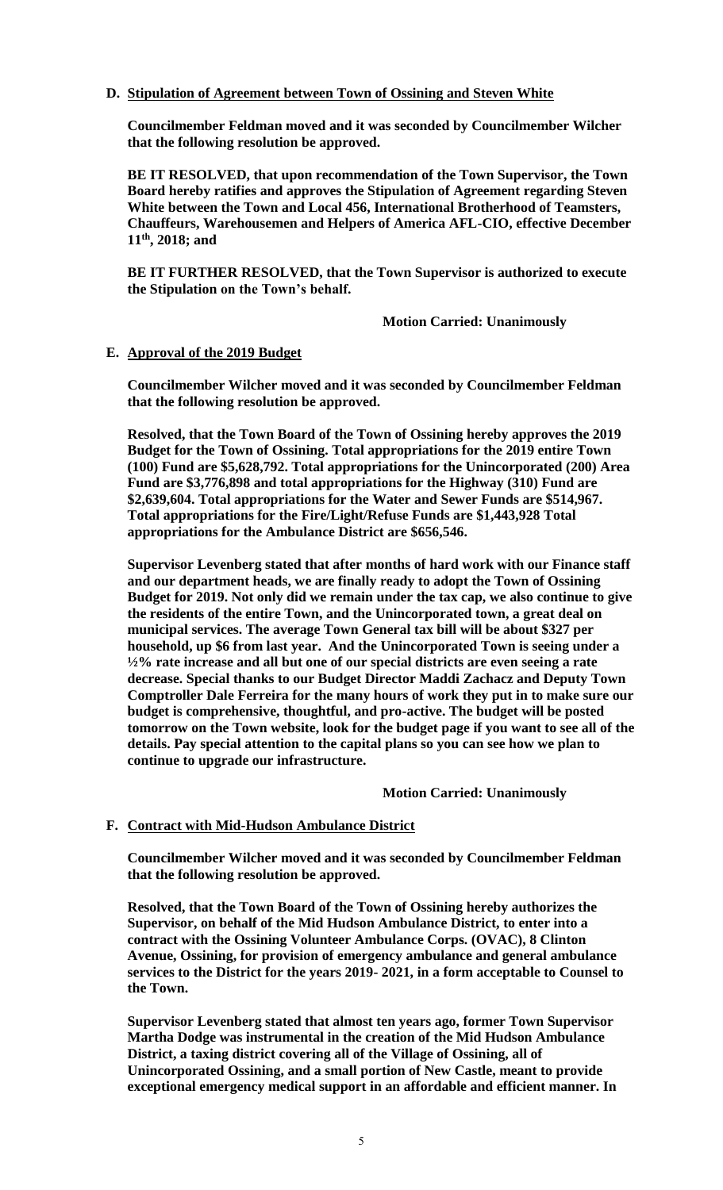**D. Stipulation of Agreement between Town of Ossining and Steven White**

**Councilmember Feldman moved and it was seconded by Councilmember Wilcher that the following resolution be approved.**

**BE IT RESOLVED, that upon recommendation of the Town Supervisor, the Town Board hereby ratifies and approves the Stipulation of Agreement regarding Steven White between the Town and Local 456, International Brotherhood of Teamsters, Chauffeurs, Warehousemen and Helpers of America AFL-CIO, effective December 11th, 2018; and**

**BE IT FURTHER RESOLVED, that the Town Supervisor is authorized to execute the Stipulation on the Town's behalf.**

**Motion Carried: Unanimously**

**E. Approval of the 2019 Budget**

**Councilmember Wilcher moved and it was seconded by Councilmember Feldman that the following resolution be approved.**

**Resolved, that the Town Board of the Town of Ossining hereby approves the 2019 Budget for the Town of Ossining. Total appropriations for the 2019 entire Town (100) Fund are $5,628,792. Total appropriations for the Unincorporated (200) Area Fund are $3,776,898 and total appropriations for the Highway (310) Fund are $2,639,604. Total appropriations for the Water and Sewer Funds are $514,967. Total appropriations for the Fire/Light/Refuse Funds are $1,443,928 Total appropriations for the Ambulance District are $656,546.**

**Supervisor Levenberg stated that after months of hard work with our Finance staff and our department heads, we are finally ready to adopt the Town of Ossining Budget for 2019. Not only did we remain under the tax cap, we also continue to give the residents of the entire Town, and the Unincorporated town, a great deal on municipal services. The average Town General tax bill will be about $327 per household, up $6 from last year. And the Unincorporated Town is seeing under a ½% rate increase and all but one of our special districts are even seeing a rate decrease. Special thanks to our Budget Director Maddi Zachacz and Deputy Town Comptroller Dale Ferreira for the many hours of work they put in to make sure our budget is comprehensive, thoughtful, and pro-active. The budget will be posted tomorrow on the Town website, look for the budget page if you want to see all of the details. Pay special attention to the capital plans so you can see how we plan to continue to upgrade our infrastructure.**

**Motion Carried: Unanimously**

**F. Contract with Mid-Hudson Ambulance District**

**Councilmember Wilcher moved and it was seconded by Councilmember Feldman that the following resolution be approved.**

**Resolved, that the Town Board of the Town of Ossining hereby authorizes the Supervisor, on behalf of the Mid Hudson Ambulance District, to enter into a contract with the Ossining Volunteer Ambulance Corps. (OVAC), 8 Clinton Avenue, Ossining, for provision of emergency ambulance and general ambulance services to the District for the years 2019- 2021, in a form acceptable to Counsel to the Town.**

**Supervisor Levenberg stated that almost ten years ago, former Town Supervisor Martha Dodge was instrumental in the creation of the Mid Hudson Ambulance District, a taxing district covering all of the Village of Ossining, all of Unincorporated Ossining, and a small portion of New Castle, meant to provide exceptional emergency medical support in an affordable and efficient manner. In**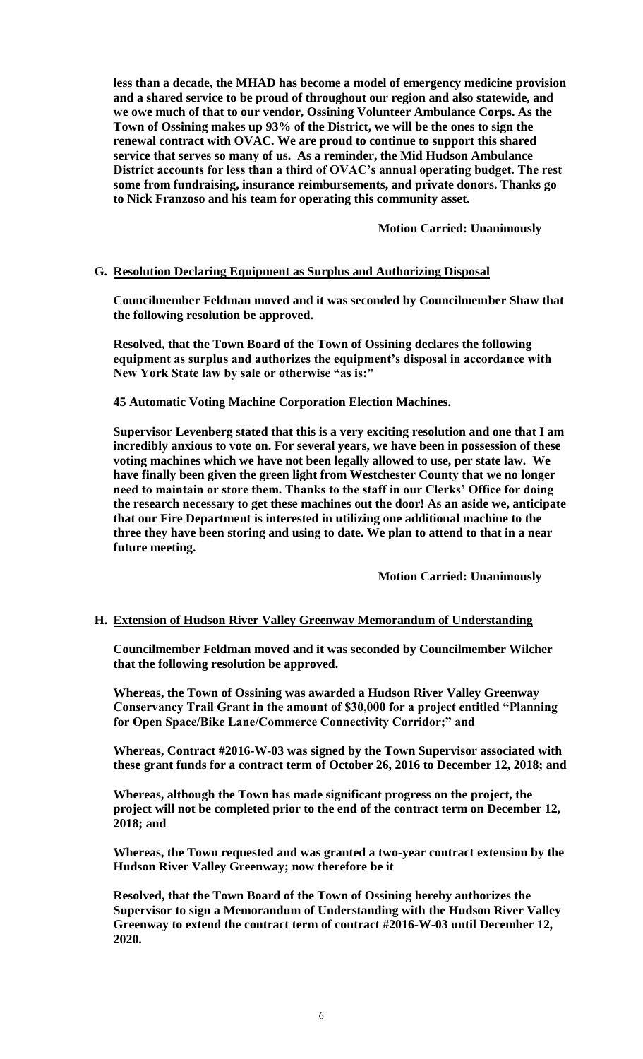**less than a decade, the MHAD has become a model of emergency medicine provision and a shared service to be proud of throughout our region and also statewide, and we owe much of that to our vendor, Ossining Volunteer Ambulance Corps. As the Town of Ossining makes up 93% of the District, we will be the ones to sign the renewal contract with OVAC. We are proud to continue to support this shared service that serves so many of us. As a reminder, the Mid Hudson Ambulance District accounts for less than a third of OVAC's annual operating budget. The rest some from fundraising, insurance reimbursements, and private donors. Thanks go to Nick Franzoso and his team for operating this community asset.**

**Motion Carried: Unanimously**

**G. Resolution Declaring Equipment as Surplus and Authorizing Disposal**

**Councilmember Feldman moved and it was seconded by Councilmember Shaw that the following resolution be approved.**

**Resolved, that the Town Board of the Town of Ossining declares the following equipment as surplus and authorizes the equipment's disposal in accordance with New York State law by sale or otherwise "as is:"**

**45 Automatic Voting Machine Corporation Election Machines.**

**Supervisor Levenberg stated that this is a very exciting resolution and one that I am incredibly anxious to vote on. For several years, we have been in possession of these voting machines which we have not been legally allowed to use, per state law. We have finally been given the green light from Westchester County that we no longer need to maintain or store them. Thanks to the staff in our Clerks' Office for doing the research necessary to get these machines out the door! As an aside we, anticipate that our Fire Department is interested in utilizing one additional machine to the three they have been storing and using to date. We plan to attend to that in a near future meeting.**

**Motion Carried: Unanimously**

**H. Extension of Hudson River Valley Greenway Memorandum of Understanding**

**Councilmember Feldman moved and it was seconded by Councilmember Wilcher that the following resolution be approved.**

**Whereas, the Town of Ossining was awarded a Hudson River Valley Greenway Conservancy Trail Grant in the amount of $30,000 for a project entitled "Planning for Open Space/Bike Lane/Commerce Connectivity Corridor;" and**

**Whereas, Contract #2016-W-03 was signed by the Town Supervisor associated with these grant funds for a contract term of October 26, 2016 to December 12, 2018; and**

**Whereas, although the Town has made significant progress on the project, the project will not be completed prior to the end of the contract term on December 12, 2018; and**

**Whereas, the Town requested and was granted a two-year contract extension by the Hudson River Valley Greenway; now therefore be it**

**Resolved, that the Town Board of the Town of Ossining hereby authorizes the Supervisor to sign a Memorandum of Understanding with the Hudson River Valley Greenway to extend the contract term of contract #2016-W-03 until December 12, 2020.**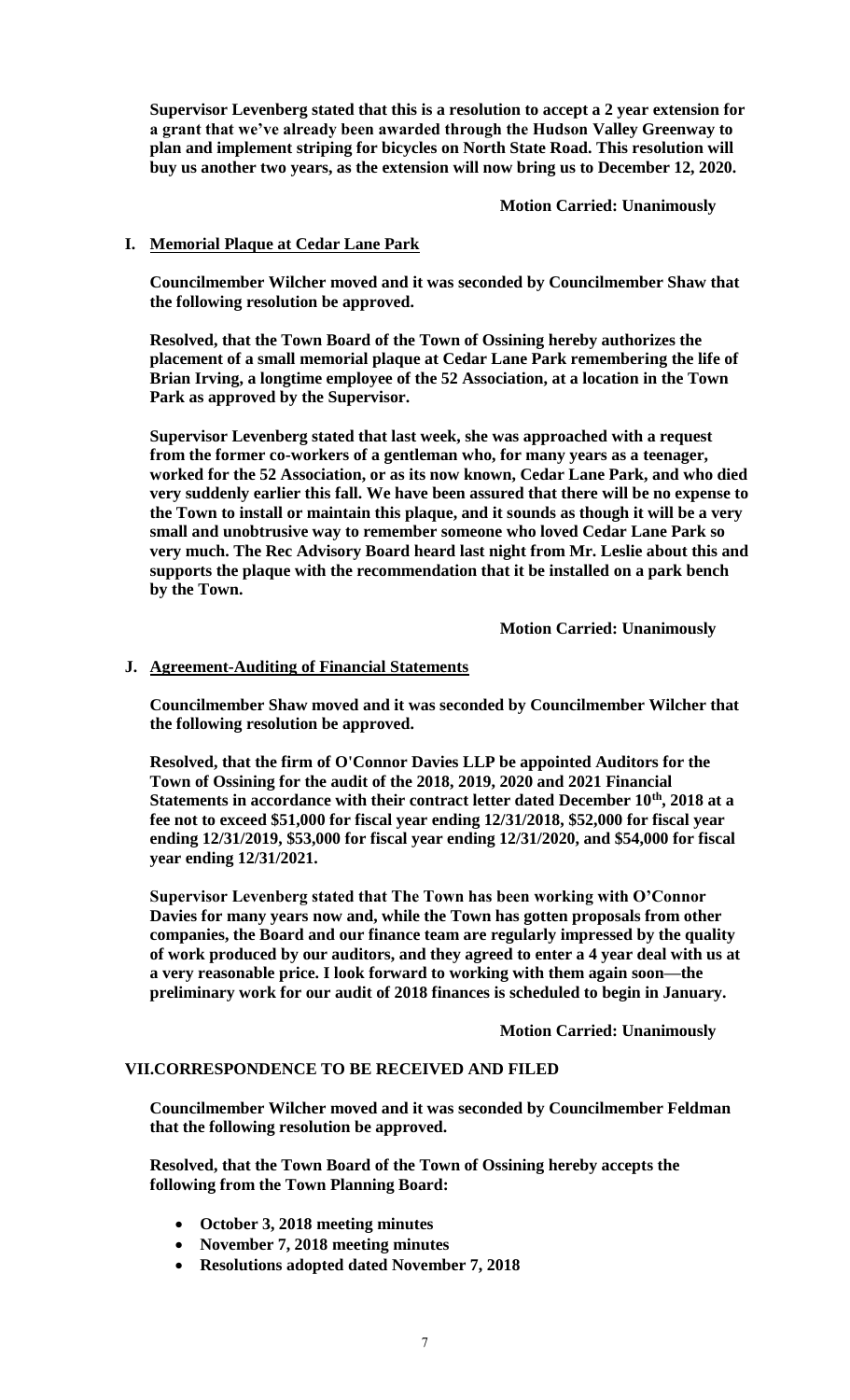**Supervisor Levenberg stated that this is a resolution to accept a 2 year extension for a grant that we've already been awarded through the Hudson Valley Greenway to plan and implement striping for bicycles on North State Road. This resolution will buy us another two years, as the extension will now bring us to December 12, 2020.**

**Motion Carried: Unanimously**

**I. Memorial Plaque at Cedar Lane Park**

**Councilmember Wilcher moved and it was seconded by Councilmember Shaw that the following resolution be approved.**

**Resolved, that the Town Board of the Town of Ossining hereby authorizes the placement of a small memorial plaque at Cedar Lane Park remembering the life of Brian Irving, a longtime employee of the 52 Association, at a location in the Town Park as approved by the Supervisor.**

**Supervisor Levenberg stated that last week, she was approached with a request from the former co-workers of a gentleman who, for many years as a teenager, worked for the 52 Association, or as its now known, Cedar Lane Park, and who died very suddenly earlier this fall. We have been assured that there will be no expense to the Town to install or maintain this plaque, and it sounds as though it will be a very small and unobtrusive way to remember someone who loved Cedar Lane Park so very much. The Rec Advisory Board heard last night from Mr. Leslie about this and supports the plaque with the recommendation that it be installed on a park bench by the Town.**

**Motion Carried: Unanimously**

**J. Agreement-Auditing of Financial Statements**

**Councilmember Shaw moved and it was seconded by Councilmember Wilcher that the following resolution be approved.**

**Resolved, that the firm of O'Connor Davies LLP be appointed Auditors for the Town of Ossining for the audit of the 2018, 2019, 2020 and 2021 Financial Statements in accordance with their contract letter dated December 10th, 2018 at a fee not to exceed $51,000 for fiscal year ending 12/31/2018, $52,000 for fiscal year ending 12/31/2019, $53,000 for fiscal year ending 12/31/2020, and $54,000 for fiscal year ending 12/31/2021.**

**Supervisor Levenberg stated that The Town has been working with O'Connor Davies for many years now and, while the Town has gotten proposals from other companies, the Board and our finance team are regularly impressed by the quality of work produced by our auditors, and they agreed to enter a 4 year deal with us at a very reasonable price. I look forward to working with them again soon—the preliminary work for our audit of 2018 finances is scheduled to begin in January.**

**Motion Carried: Unanimously**

**VII. CORRESPONDENCE TO BE RECEIVED AND FILED**

**Councilmember Wilcher moved and it was seconded by Councilmember Feldman that the following resolution be approved.**

**Resolved, that the Town Board of the Town of Ossining hereby accepts the following from the Town Planning Board:**

- **October 3, 2018 meeting minutes**
- **November 7, 2018 meeting minutes**
- **Resolutions adopted dated November 7, 2018**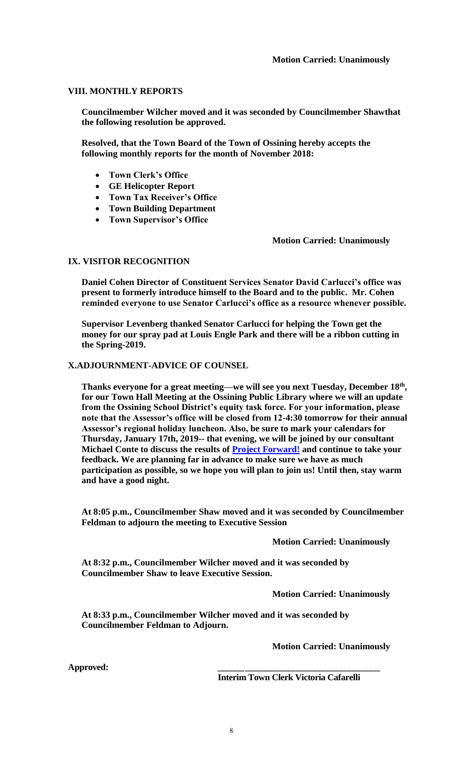**Motion Carried: Unanimously**

## VIII. MONTHLY REPORTS

**Councilmember Wilcher moved and it was seconded by Councilmember Shawthat the following resolution be approved.**

**Resolved, that the Town Board of the Town of Ossining hereby accepts the following monthly reports for the month of November 2018:**

- **Town Clerk's Office**
- **GE Helicopter Report**
- **Town Tax Receiver's Office**
- **Town Building Department**
- **Town Supervisor's Office**

**Motion Carried: Unanimously**

## IX. VISITOR RECOGNITION

**Daniel Cohen Director of Constituent Services Senator David Carlucci's office was present to formerly introduce himself to the Board and to the public. Mr. Cohen reminded everyone to use Senator Carlucci's office as a resource whenever possible.**

**Supervisor Levenberg thanked Senator Carlucci for helping the Town get the money for our spray pad at Louis Engle Park and there will be a ribbon cutting in the Spring-2019.**

## X.ADJOURNMENT-ADVICE OF COUNSEL

**Thanks everyone for a great meeting—we will see you next Tuesday, December 18th, for our Town Hall Meeting at the Ossining Public Library where we will an update from the Ossining School District's equity task force. For your information, please note that the Assessor's office will be closed from 12-4:30 tomorrow for their annual Assessor's regional holiday luncheon. Also, be sure to mark your calendars for Thursday, January 17th, 2019-- that evening, we will be joined by our consultant Michael Conte to discuss the results of Project Forward! and continue to take your feedback. We are planning far in advance to make sure we have as much participation as possible, so we hope you will plan to join us! Until then, stay warm and have a good night.**

**At 8:05 p.m., Councilmember Shaw moved and it was seconded by Councilmember Feldman to adjourn the meeting to Executive Session**

**Motion Carried: Unanimously**

**At 8:32 p.m., Councilmember Wilcher moved and it was seconded by Councilmember Shaw to leave Executive Session.**

**Motion Carried: Unanimously**

**At 8:33 p.m., Councilmember Wilcher moved and it was seconded by Councilmember Feldman to Adjourn.**

**Motion Carried: Unanimously**

**Approved:** \_\_\_\_\_\_\_\_\_\_\_\_\_\_\_\_\_\_\_\_\_\_\_\_\_\_\_\_\_\_\_\_\_\_\_\_\_\_

**Interim Town Clerk Victoria Cafarelli**